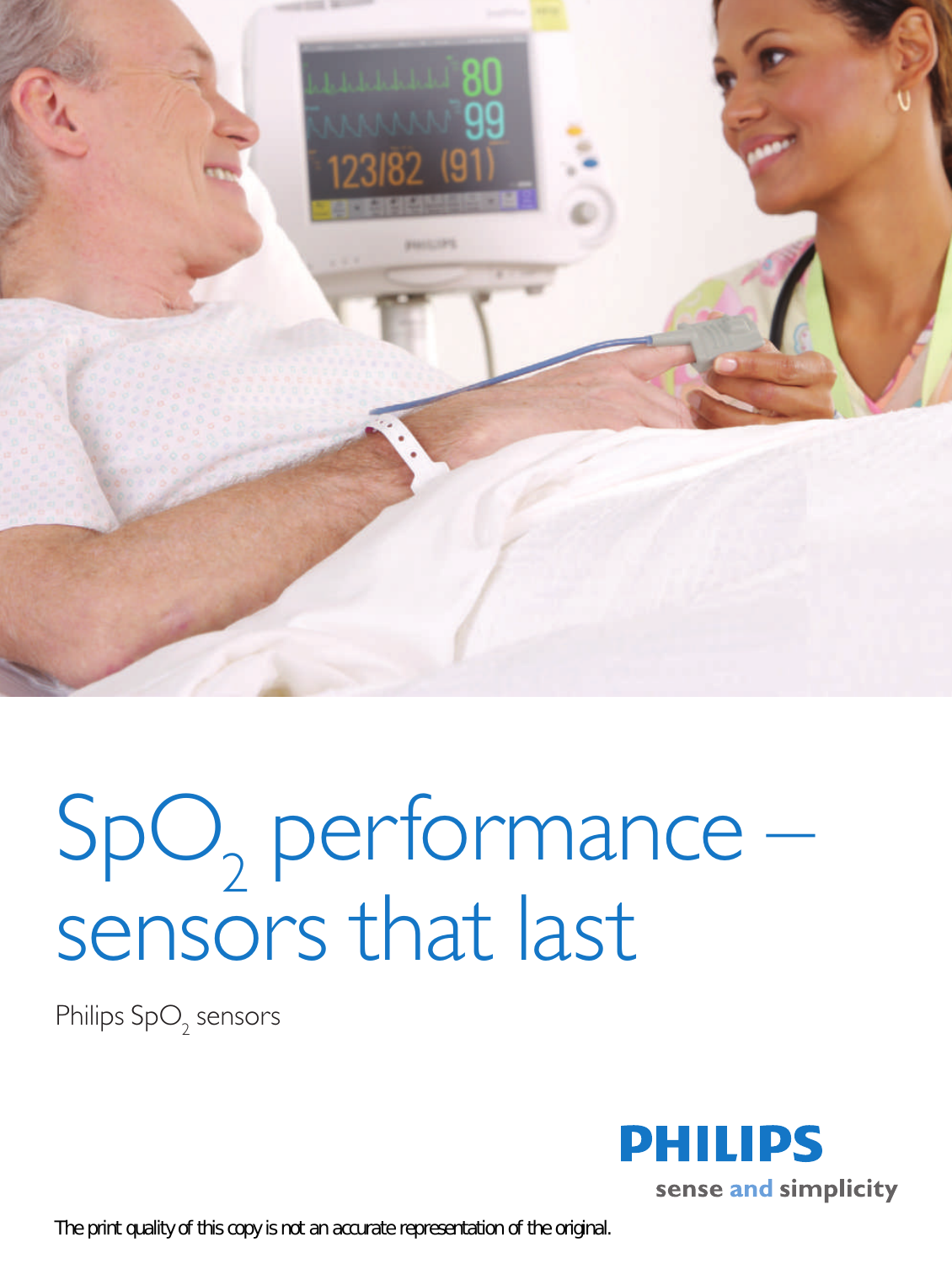# $SpO_2$ performance – sensors that last

Philips $SpO_2$ sensors

**PHILIPS**

sense and simplicity

The print quality of this copy is not an accurate representation of the original.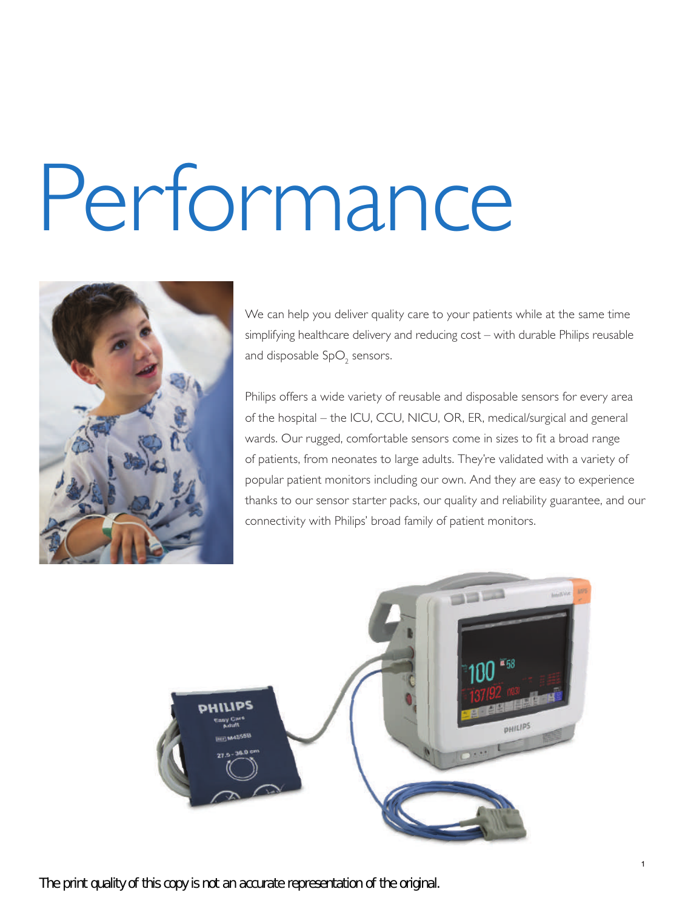# Performance

We can help you deliver quality care to your patients while at the same time simplifying healthcare delivery and reducing cost – with durable Philips reusable and disposable $SpO_2$ sensors.

Philips offers a wide variety of reusable and disposable sensors for every area of the hospital – the ICU, CCU, NICU, OR, ER, medical/surgical and general wards. Our rugged, comfortable sensors come in sizes to fit a broad range of patients, from neonates to large adults. They're validated with a variety of popular patient monitors including our own. And they are easy to experience thanks to our sensor starter packs, our quality and reliability guarantee, and our connectivity with Philips' broad family of patient monitors.

The print quality of this copy is not an accurate representation of the original.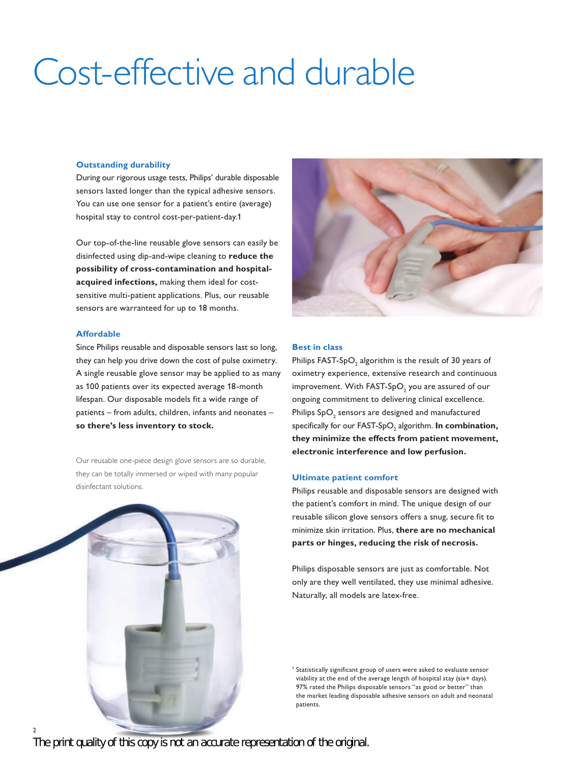# Cost-effective and durable

### Outstanding durability

During our rigorous usage tests, Philips' durable disposable sensors lasted longer than the typical adhesive sensors. You can use one sensor for a patient's entire (average) hospital stay to control cost-per-patient-day.[1]

Our top-of-the-line reusable glove sensors can easily be disinfected using dip-and-wipe cleaning to **reduce the possibility of cross-contamination and hospital-acquired infections,** making them ideal for cost-sensitive multi-patient applications. Plus, our reusable sensors are warranteed for up to 18 months.

### Affordable

Since Philips reusable and disposable sensors last so long, they can help you drive down the cost of pulse oximetry. A single reusable glove sensor may be applied to as many as 100 patients over its expected average 18-month lifespan. Our disposable models fit a wide range of patients – from adults, children, infants and neonates – **so there's less inventory to stock.**

Our reusable one-piece design glove sensors are so durable, they can be totally immersed or wiped with many popular disinfectant solutions.

### Best in class

Philips FAST-$SpO_2$ algorithm is the result of 30 years of oximetry experience, extensive research and continuous improvement. With FAST-$SpO_2$ you are assured of our ongoing commitment to delivering clinical excellence. Philips $SpO_2$ sensors are designed and manufactured specifically for our FAST-$SpO_2$ algorithm. **In combination, they minimize the effects from patient movement, electronic interference and low perfusion.**

### Ultimate patient comfort

Philips reusable and disposable sensors are designed with the patient's comfort in mind. The unique design of our reusable silicon glove sensors offers a snug, secure fit to minimize skin irritation. Plus, **there are no mechanical parts or hinges, reducing the risk of necrosis.**

Philips disposable sensors are just as comfortable. Not only are they well ventilated, they use minimal adhesive. Naturally, all models are latex-free.

[1] Statistically significant group of users were asked to evaluate sensor viability at the end of the average length of hospital stay (six+ days). 97% rated the Philips disposable sensors "as good or better" than the market leading disposable adhesive sensors on adult and neonatal patients.

The print quality of this copy is not an accurate representation of the original.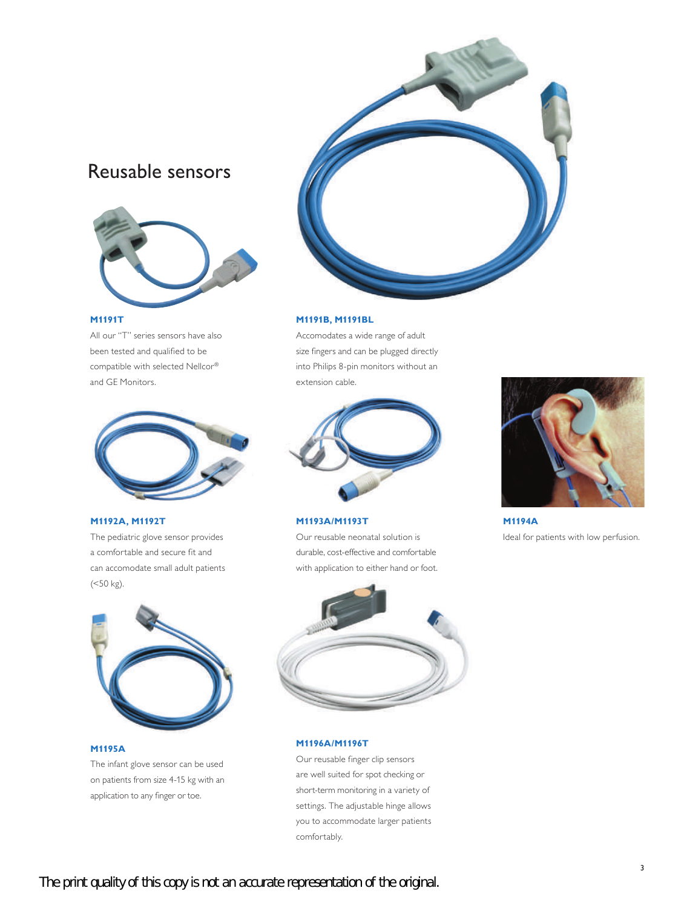## Reusable sensors

**M1191T**

All our "T" series sensors have also been tested and qualified to be compatible with selected Nellcor® and GE Monitors.

**M1191B, M1191BL**

Accomodates a wide range of adult size fingers and can be plugged directly into Philips 8-pin monitors without an extension cable.

**M1192A, M1192T**

The pediatric glove sensor provides a comfortable and secure fit and can accomodate small adult patients (<50 kg).

**M1193A/M1193T**

Our reusable neonatal solution is durable, cost-effective and comfortable with application to either hand or foot.

**M1194A**

Ideal for patients with low perfusion.

**M1195A**

The infant glove sensor can be used on patients from size 4-15 kg with an application to any finger or toe.

**M1196A/M1196T**

Our reusable finger clip sensors are well suited for spot checking or short-term monitoring in a variety of settings. The adjustable hinge allows you to accommodate larger patients comfortably.

The print quality of this copy is not an accurate representation of the original.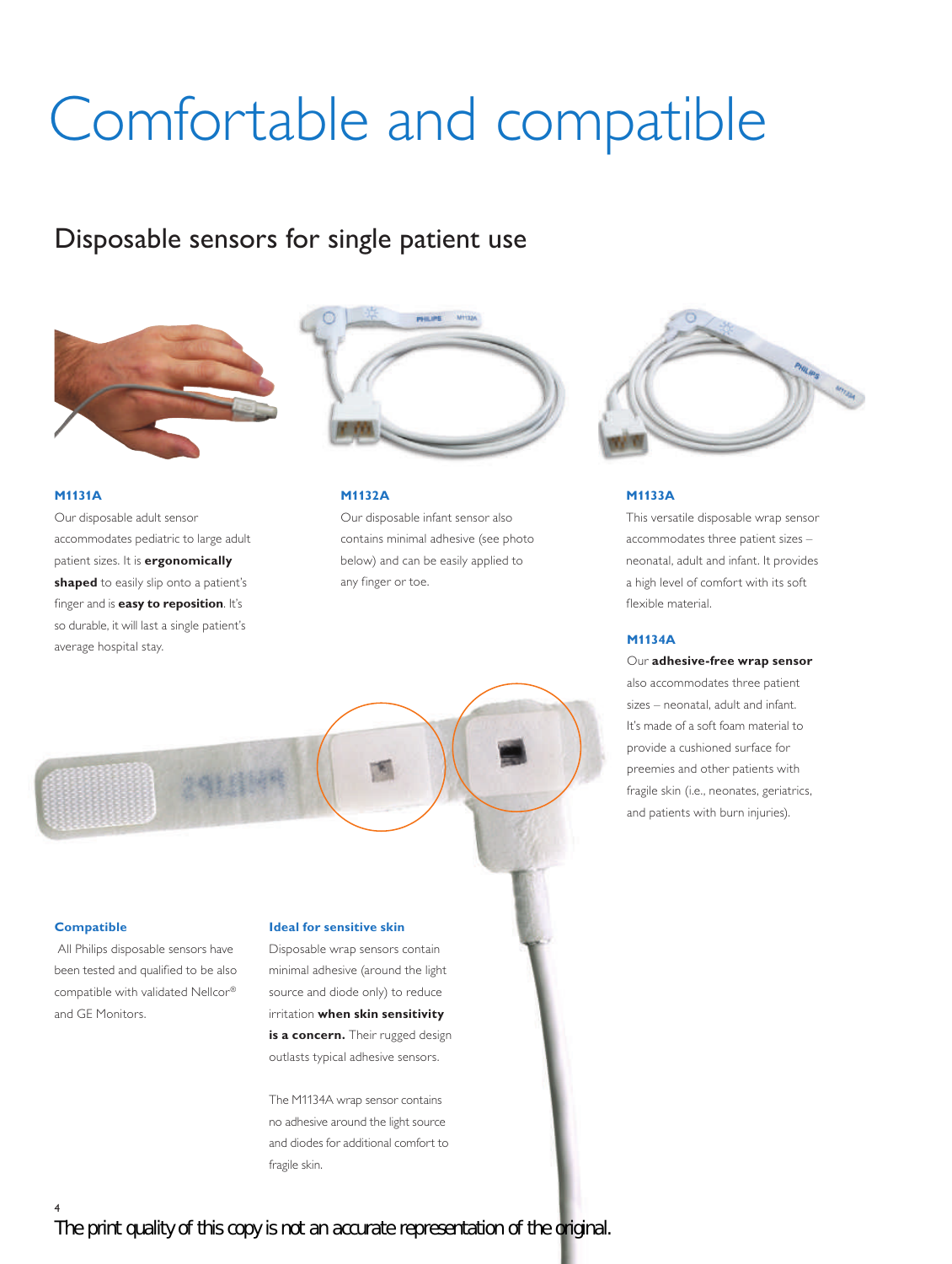# Comfortable and compatible

## Disposable sensors for single patient use

### M1131A

Our disposable adult sensor accommodates pediatric to large adult patient sizes. It is **ergonomically shaped** to easily slip onto a patient's finger and is **easy to reposition**. It's so durable, it will last a single patient's average hospital stay.

### M1132A

Our disposable infant sensor also contains minimal adhesive (see photo below) and can be easily applied to any finger or toe.

### M1133A

This versatile disposable wrap sensor accommodates three patient sizes – neonatal, adult and infant. It provides a high level of comfort with its soft flexible material.

### M1134A

Our **adhesive-free wrap sensor** also accommodates three patient sizes – neonatal, adult and infant. It's made of a soft foam material to provide a cushioned surface for preemies and other patients with fragile skin (i.e., neonates, geriatrics, and patients with burn injuries).

### Compatible

All Philips disposable sensors have been tested and qualified to be also compatible with validated Nellcor® and GE Monitors.

### Ideal for sensitive skin

Disposable wrap sensors contain minimal adhesive (around the light source and diode only) to reduce irritation **when skin sensitivity is a concern.** Their rugged design outlasts typical adhesive sensors.

The M1134A wrap sensor contains no adhesive around the light source and diodes for additional comfort to fragile skin.

The print quality of this copy is not an accurate representation of the original.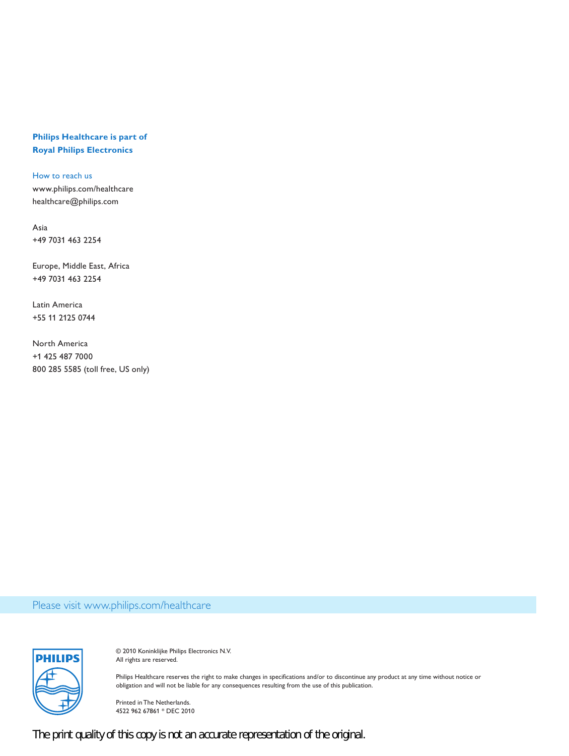**Philips Healthcare is part of**
**Royal Philips Electronics**

How to reach us
www.philips.com/healthcare
healthcare@philips.com

Asia
+49 7031 463 2254

Europe, Middle East, Africa
+49 7031 463 2254

Latin America
+55 11 2125 0744

North America
+1 425 487 7000
800 285 5585 (toll free, US only)

Please visit www.philips.com/healthcare

PHILIPS

© 2010 Koninklijke Philips Electronics N.V.
All rights are reserved.

Philips Healthcare reserves the right to make changes in specifications and/or to discontinue any product at any time without notice or obligation and will not be liable for any consequences resulting from the use of this publication.

Printed in The Netherlands.
4522 962 67861 * DEC 2010

The print quality of this copy is not an accurate representation of the original.